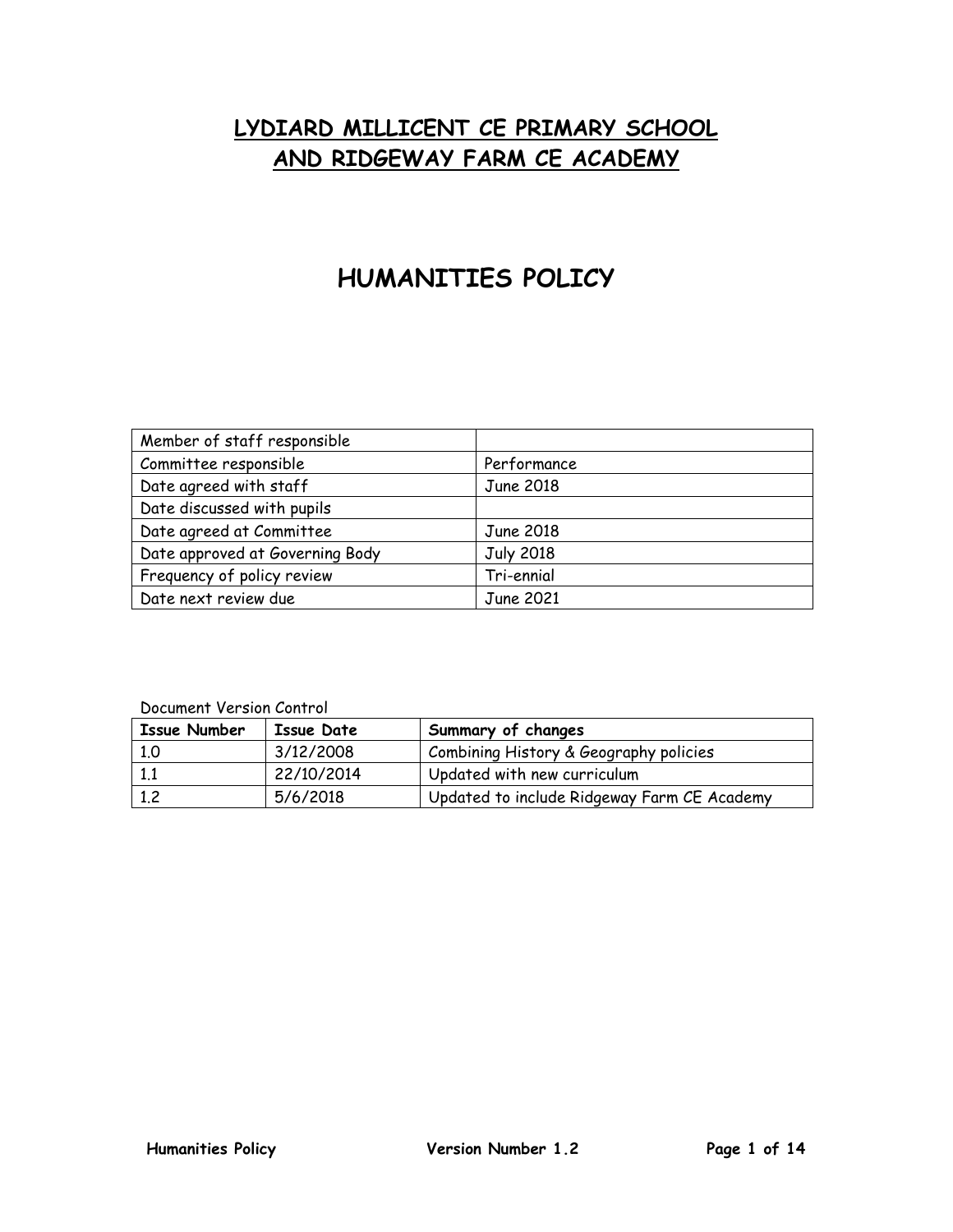# LYDIARD MILLICENT CE PRIMARY SCHOOL AND RIDGEWAY FARM CE ACADEMY

# HUMANITIES POLICY

| | |
|---|---|
| Member of staff responsible | |
| Committee responsible | Performance |
| Date agreed with staff | June 2018 |
| Date discussed with pupils | |
| Date agreed at Committee | June 2018 |
| Date approved at Governing Body | July 2018 |
| Frequency of policy review | Tri-ennial |
| Date next review due | June 2021 |

Document Version Control

| Issue Number | Issue Date | Summary of changes |
|---|---|---|
| 1.0 | 3/12/2008 | Combining History & Geography policies |
| 1.1 | 22/10/2014 | Updated with new curriculum |
| 1.2 | 5/6/2018 | Updated to include Ridgeway Farm CE Academy |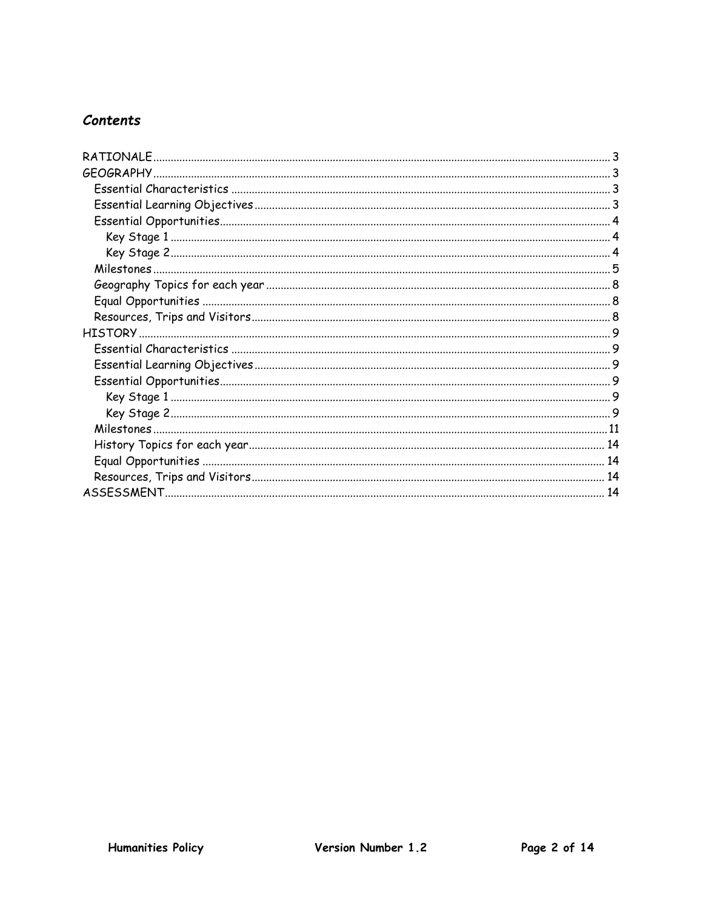## *Contents*

RATIONALE ........................................ 3
GEOGRAPHY ........................................ 3
- Essential Characteristics ........................................ 3
- Essential Learning Objectives ........................................ 3
- Essential Opportunities ........................................ 4
  - Key Stage 1 ........................................ 4
  - Key Stage 2 ........................................ 4
- Milestones ........................................ 5
- Geography Topics for each year ........................................ 8
- Equal Opportunities ........................................ 8
- Resources, Trips and Visitors ........................................ 8

HISTORY ........................................ 9
- Essential Characteristics ........................................ 9
- Essential Learning Objectives ........................................ 9
- Essential Opportunities ........................................ 9
  - Key Stage 1 ........................................ 9
  - Key Stage 2 ........................................ 9
- Milestones ........................................ 11
- History Topics for each year ........................................ 14
- Equal Opportunities ........................................ 14
- Resources, Trips and Visitors ........................................ 14

ASSESSMENT ........................................ 14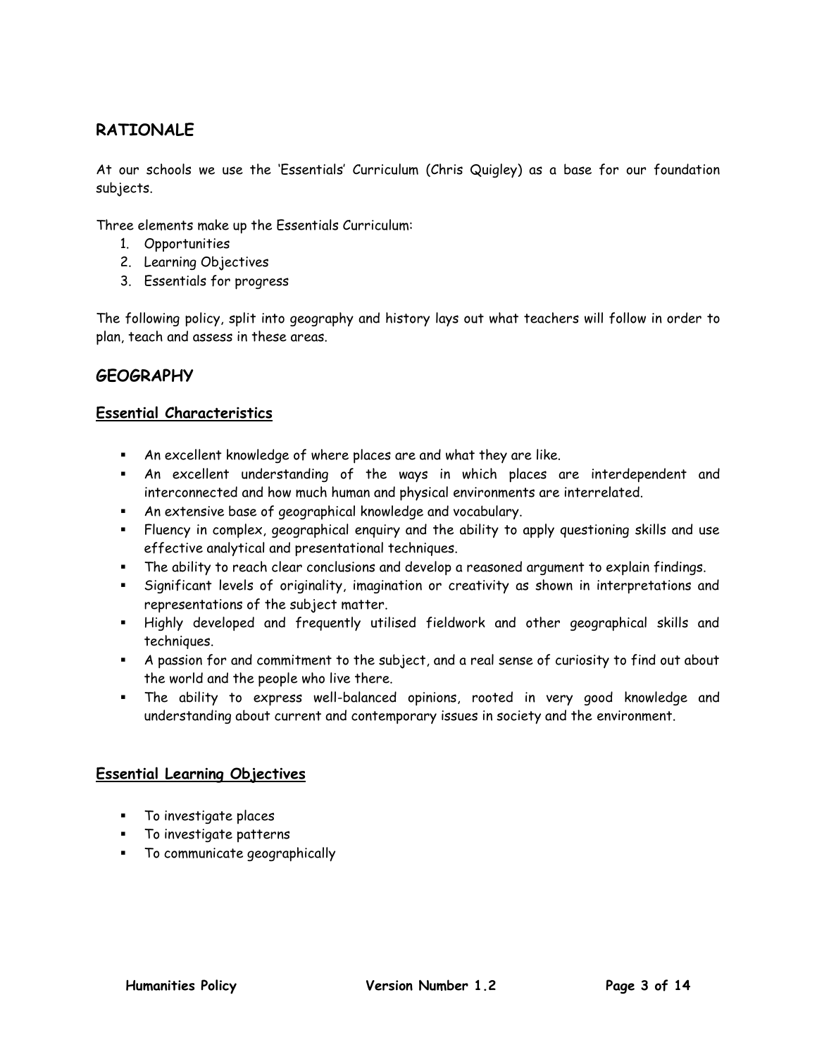## RATIONALE

At our schools we use the 'Essentials' Curriculum (Chris Quigley) as a base for our foundation subjects.

Three elements make up the Essentials Curriculum:

1. Opportunities
2. Learning Objectives
3. Essentials for progress

The following policy, split into geography and history lays out what teachers will follow in order to plan, teach and assess in these areas.

## GEOGRAPHY

### Essential Characteristics

- An excellent knowledge of where places are and what they are like.
- An excellent understanding of the ways in which places are interdependent and interconnected and how much human and physical environments are interrelated.
- An extensive base of geographical knowledge and vocabulary.
- Fluency in complex, geographical enquiry and the ability to apply questioning skills and use effective analytical and presentational techniques.
- The ability to reach clear conclusions and develop a reasoned argument to explain findings.
- Significant levels of originality, imagination or creativity as shown in interpretations and representations of the subject matter.
- Highly developed and frequently utilised fieldwork and other geographical skills and techniques.
- A passion for and commitment to the subject, and a real sense of curiosity to find out about the world and the people who live there.
- The ability to express well-balanced opinions, rooted in very good knowledge and understanding about current and contemporary issues in society and the environment.

### Essential Learning Objectives

- To investigate places
- To investigate patterns
- To communicate geographically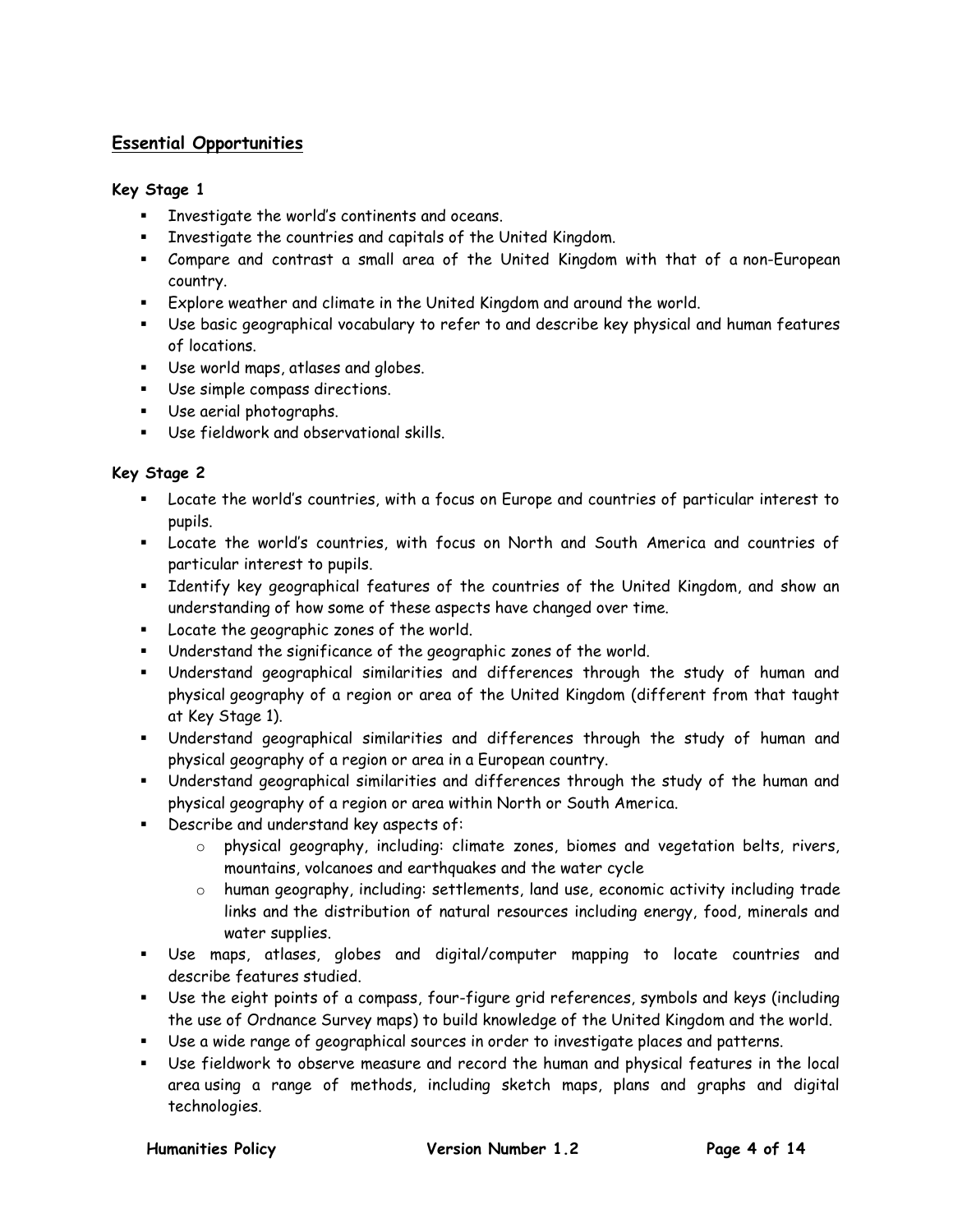## Essential Opportunities

### Key Stage 1

- Investigate the world's continents and oceans.
- Investigate the countries and capitals of the United Kingdom.
- Compare and contrast a small area of the United Kingdom with that of a non-European country.
- Explore weather and climate in the United Kingdom and around the world.
- Use basic geographical vocabulary to refer to and describe key physical and human features of locations.
- Use world maps, atlases and globes.
- Use simple compass directions.
- Use aerial photographs.
- Use fieldwork and observational skills.

### Key Stage 2

- Locate the world's countries, with a focus on Europe and countries of particular interest to pupils.
- Locate the world's countries, with focus on North and South America and countries of particular interest to pupils.
- Identify key geographical features of the countries of the United Kingdom, and show an understanding of how some of these aspects have changed over time.
- Locate the geographic zones of the world.
- Understand the significance of the geographic zones of the world.
- Understand geographical similarities and differences through the study of human and physical geography of a region or area of the United Kingdom (different from that taught at Key Stage 1).
- Understand geographical similarities and differences through the study of human and physical geography of a region or area in a European country.
- Understand geographical similarities and differences through the study of the human and physical geography of a region or area within North or South America.
- Describe and understand key aspects of:
  - physical geography, including: climate zones, biomes and vegetation belts, rivers, mountains, volcanoes and earthquakes and the water cycle
  - human geography, including: settlements, land use, economic activity including trade links and the distribution of natural resources including energy, food, minerals and water supplies.
- Use maps, atlases, globes and digital/computer mapping to locate countries and describe features studied.
- Use the eight points of a compass, four-figure grid references, symbols and keys (including the use of Ordnance Survey maps) to build knowledge of the United Kingdom and the world.
- Use a wide range of geographical sources in order to investigate places and patterns.
- Use fieldwork to observe measure and record the human and physical features in the local area using a range of methods, including sketch maps, plans and graphs and digital technologies.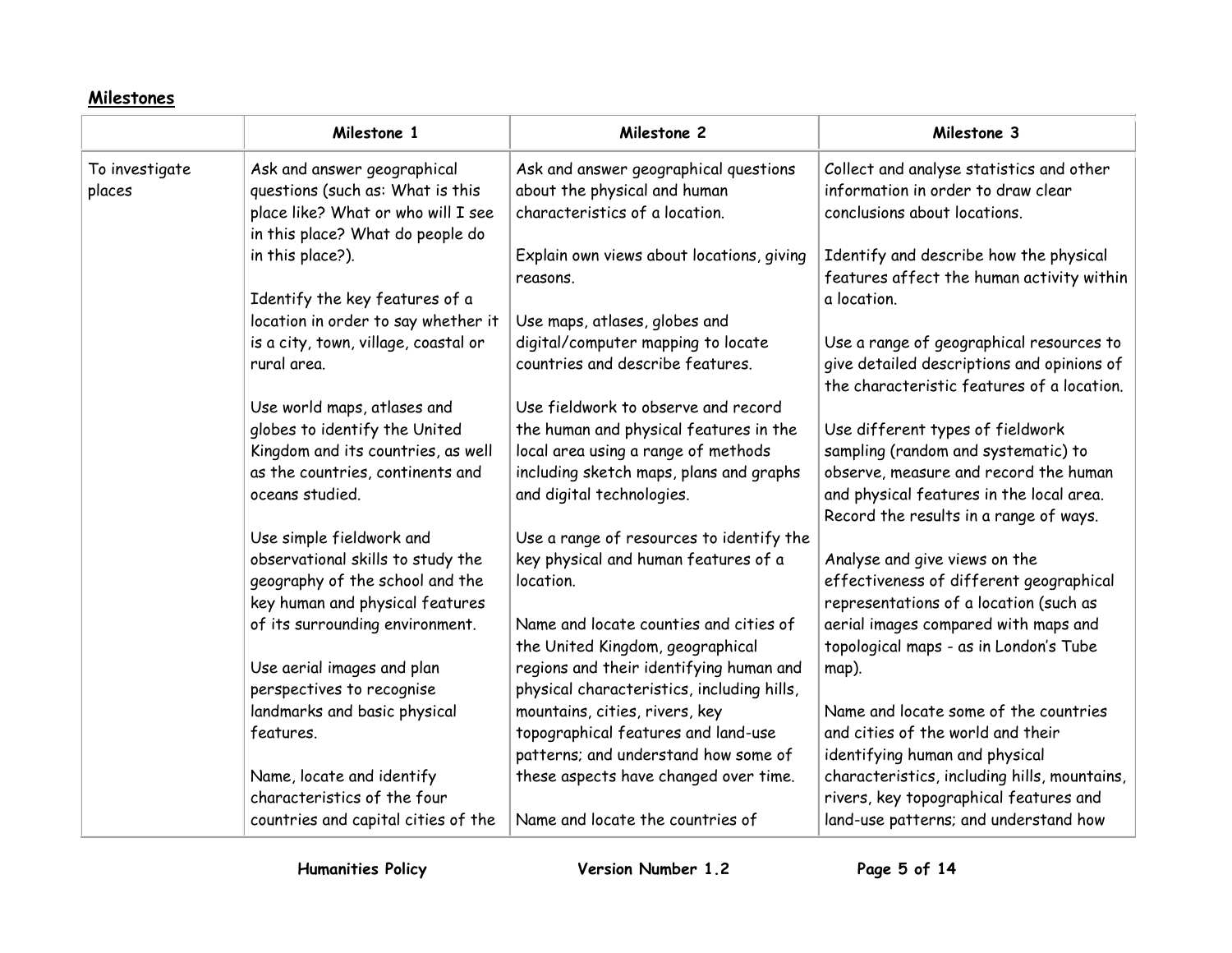## Milestones

| | Milestone 1 | Milestone 2 | Milestone 3 |
|---|---|---|---|
| To investigate places | Ask and answer geographical questions (such as: What is this place like? What or who will I see in this place? What do people do in this place?).<br><br>Identify the key features of a location in order to say whether it is a city, town, village, coastal or rural area.<br><br>Use world maps, atlases and globes to identify the United Kingdom and its countries, as well as the countries, continents and oceans studied.<br><br>Use simple fieldwork and observational skills to study the geography of the school and the key human and physical features of its surrounding environment.<br><br>Use aerial images and plan perspectives to recognise landmarks and basic physical features.<br><br>Name, locate and identify characteristics of the four countries and capital cities of the | Ask and answer geographical questions about the physical and human characteristics of a location.<br><br>Explain own views about locations, giving reasons.<br><br>Use maps, atlases, globes and digital/computer mapping to locate countries and describe features.<br><br>Use fieldwork to observe and record the human and physical features in the local area using a range of methods including sketch maps, plans and graphs and digital technologies.<br><br>Use a range of resources to identify the key physical and human features of a location.<br><br>Name and locate counties and cities of the United Kingdom, geographical regions and their identifying human and physical characteristics, including hills, mountains, cities, rivers, key topographical features and land-use patterns; and understand how some of these aspects have changed over time.<br><br>Name and locate the countries of | Collect and analyse statistics and other information in order to draw clear conclusions about locations.<br><br>Identify and describe how the physical features affect the human activity within a location.<br><br>Use a range of geographical resources to give detailed descriptions and opinions of the characteristic features of a location.<br><br>Use different types of fieldwork sampling (random and systematic) to observe, measure and record the human and physical features in the local area. Record the results in a range of ways.<br><br>Analyse and give views on the effectiveness of different geographical representations of a location (such as aerial images compared with maps and topological maps - as in London's Tube map).<br><br>Name and locate some of the countries and cities of the world and their identifying human and physical characteristics, including hills, mountains, rivers, key topographical features and land-use patterns; and understand how |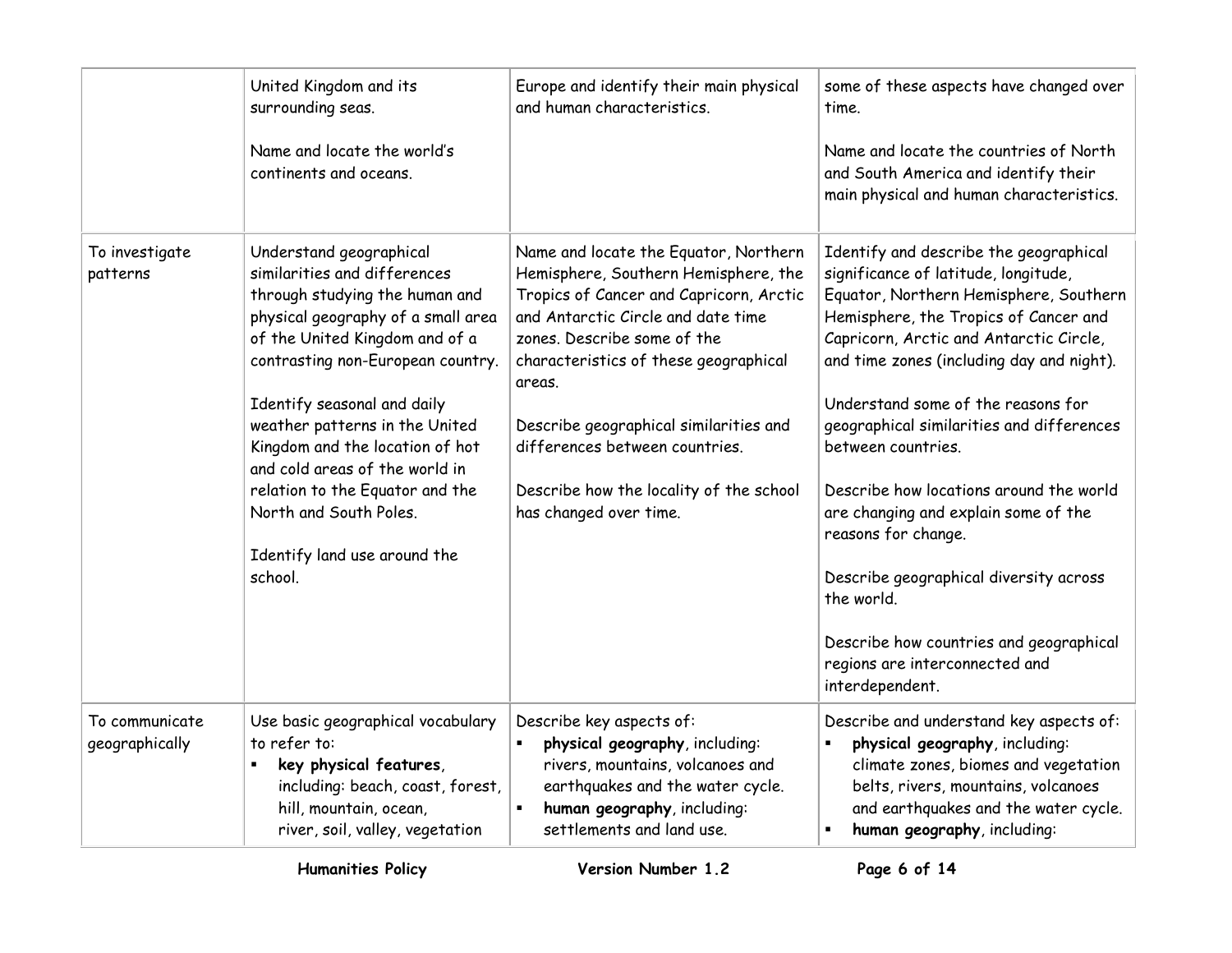| | | | |
|---|---|---|---|
| | United Kingdom and its surrounding seas.<br><br>Name and locate the world's continents and oceans. | Europe and identify their main physical and human characteristics. | some of these aspects have changed over time.<br><br>Name and locate the countries of North and South America and identify their main physical and human characteristics. |
| To investigate patterns | Understand geographical similarities and differences through studying the human and physical geography of a small area of the United Kingdom and of a contrasting non-European country.<br><br>Identify seasonal and daily weather patterns in the United Kingdom and the location of hot and cold areas of the world in relation to the Equator and the North and South Poles.<br><br>Identify land use around the school. | Name and locate the Equator, Northern Hemisphere, Southern Hemisphere, the Tropics of Cancer and Capricorn, Arctic and Antarctic Circle and date time zones. Describe some of the characteristics of these geographical areas.<br><br>Describe geographical similarities and differences between countries.<br><br>Describe how the locality of the school has changed over time. | Identify and describe the geographical significance of latitude, longitude, Equator, Northern Hemisphere, Southern Hemisphere, the Tropics of Cancer and Capricorn, Arctic and Antarctic Circle, and time zones (including day and night).<br><br>Understand some of the reasons for geographical similarities and differences between countries.<br><br>Describe how locations around the world are changing and explain some of the reasons for change.<br><br>Describe geographical diversity across the world.<br><br>Describe how countries and geographical regions are interconnected and interdependent. |
| To communicate geographically | Use basic geographical vocabulary to refer to:<br>▪ **key physical features**, including: beach, coast, forest, hill, mountain, ocean, river, soil, valley, vegetation | Describe key aspects of:<br>▪ **physical geography**, including: rivers, mountains, volcanoes and earthquakes and the water cycle.<br>▪ **human geography**, including: settlements and land use. | Describe and understand key aspects of:<br>▪ **physical geography**, including: climate zones, biomes and vegetation belts, rivers, mountains, volcanoes and earthquakes and the water cycle.<br>▪ **human geography**, including: |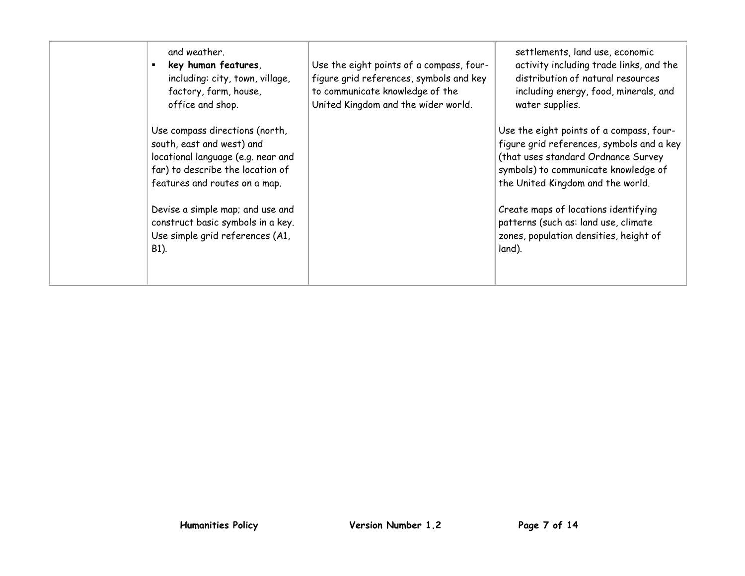| | | | |
|---|---|---|---|
| | and weather.<br>▪ **key human features**, including: city, town, village, factory, farm, house, office and shop.<br><br>Use compass directions (north, south, east and west) and locational language (e.g. near and far) to describe the location of features and routes on a map.<br><br>Devise a simple map; and use and construct basic symbols in a key. Use simple grid references (A1, B1). | Use the eight points of a compass, four-figure grid references, symbols and key to communicate knowledge of the United Kingdom and the wider world. | settlements, land use, economic activity including trade links, and the distribution of natural resources including energy, food, minerals, and water supplies.<br><br>Use the eight points of a compass, four-figure grid references, symbols and a key (that uses standard Ordnance Survey symbols) to communicate knowledge of the United Kingdom and the world.<br><br>Create maps of locations identifying patterns (such as: land use, climate zones, population densities, height of land). |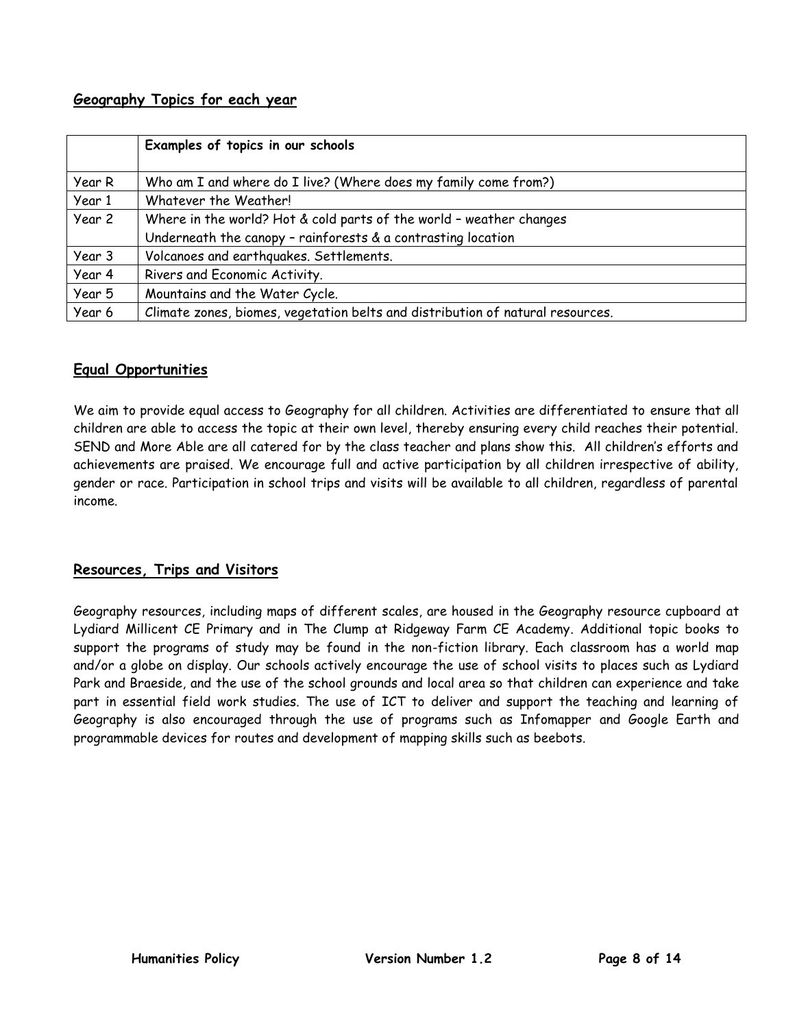## Geography Topics for each year

| | Examples of topics in our schools |
|---|---|
| Year R | Who am I and where do I live? (Where does my family come from?) |
| Year 1 | Whatever the Weather! |
| Year 2 | Where in the world? Hot & cold parts of the world – weather changes<br>Underneath the canopy – rainforests & a contrasting location |
| Year 3 | Volcanoes and earthquakes. Settlements. |
| Year 4 | Rivers and Economic Activity. |
| Year 5 | Mountains and the Water Cycle. |
| Year 6 | Climate zones, biomes, vegetation belts and distribution of natural resources. |

## Equal Opportunities

We aim to provide equal access to Geography for all children. Activities are differentiated to ensure that all children are able to access the topic at their own level, thereby ensuring every child reaches their potential. SEND and More Able are all catered for by the class teacher and plans show this. All children's efforts and achievements are praised. We encourage full and active participation by all children irrespective of ability, gender or race. Participation in school trips and visits will be available to all children, regardless of parental income.

## Resources, Trips and Visitors

Geography resources, including maps of different scales, are housed in the Geography resource cupboard at Lydiard Millicent CE Primary and in The Clump at Ridgeway Farm CE Academy. Additional topic books to support the programs of study may be found in the non-fiction library. Each classroom has a world map and/or a globe on display. Our schools actively encourage the use of school visits to places such as Lydiard Park and Braeside, and the use of the school grounds and local area so that children can experience and take part in essential field work studies. The use of ICT to deliver and support the teaching and learning of Geography is also encouraged through the use of programs such as Infomapper and Google Earth and programmable devices for routes and development of mapping skills such as beebots.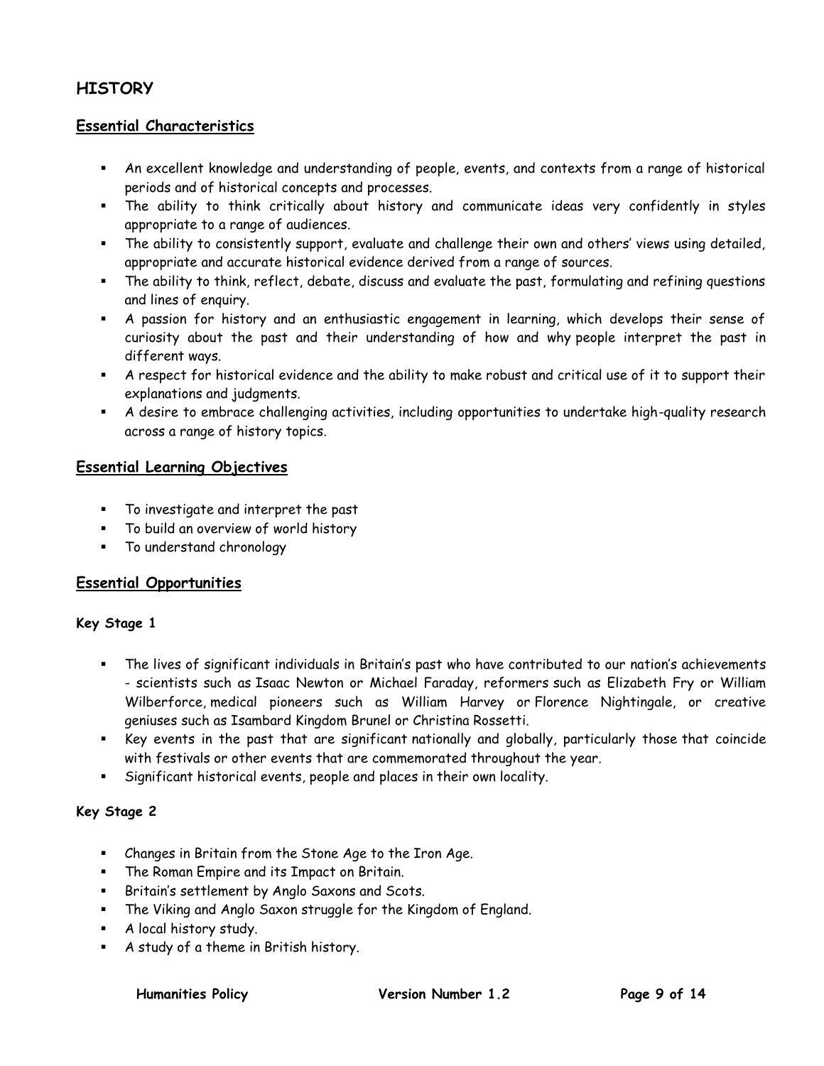## HISTORY

### Essential Characteristics

- An excellent knowledge and understanding of people, events, and contexts from a range of historical periods and of historical concepts and processes.
- The ability to think critically about history and communicate ideas very confidently in styles appropriate to a range of audiences.
- The ability to consistently support, evaluate and challenge their own and others' views using detailed, appropriate and accurate historical evidence derived from a range of sources.
- The ability to think, reflect, debate, discuss and evaluate the past, formulating and refining questions and lines of enquiry.
- A passion for history and an enthusiastic engagement in learning, which develops their sense of curiosity about the past and their understanding of how and why people interpret the past in different ways.
- A respect for historical evidence and the ability to make robust and critical use of it to support their explanations and judgments.
- A desire to embrace challenging activities, including opportunities to undertake high-quality research across a range of history topics.

### Essential Learning Objectives

- To investigate and interpret the past
- To build an overview of world history
- To understand chronology

### Essential Opportunities

#### Key Stage 1

- The lives of significant individuals in Britain's past who have contributed to our nation's achievements - scientists such as Isaac Newton or Michael Faraday, reformers such as Elizabeth Fry or William Wilberforce, medical pioneers such as William Harvey or Florence Nightingale, or creative geniuses such as Isambard Kingdom Brunel or Christina Rossetti.
- Key events in the past that are significant nationally and globally, particularly those that coincide with festivals or other events that are commemorated throughout the year.
- Significant historical events, people and places in their own locality.

#### Key Stage 2

- Changes in Britain from the Stone Age to the Iron Age.
- The Roman Empire and its Impact on Britain.
- Britain's settlement by Anglo Saxons and Scots.
- The Viking and Anglo Saxon struggle for the Kingdom of England.
- A local history study.
- A study of a theme in British history.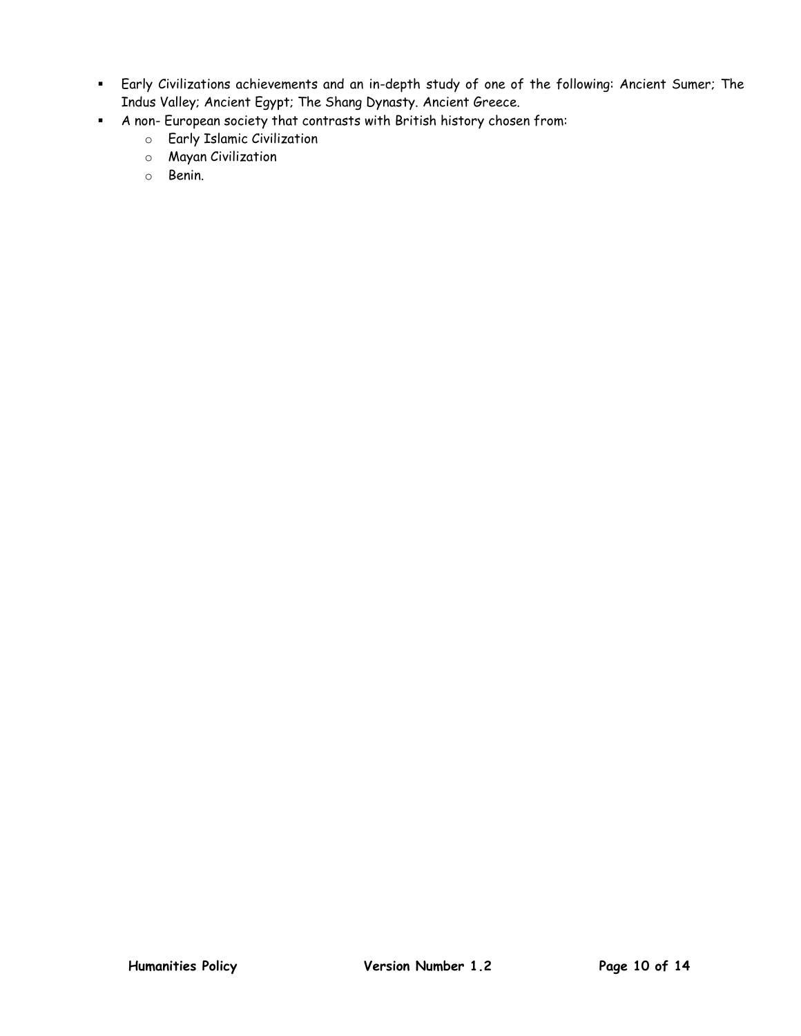- Early Civilizations achievements and an in-depth study of one of the following: Ancient Sumer; The Indus Valley; Ancient Egypt; The Shang Dynasty. Ancient Greece.
- A non- European society that contrasts with British history chosen from:
  - Early Islamic Civilization
  - Mayan Civilization
  - Benin.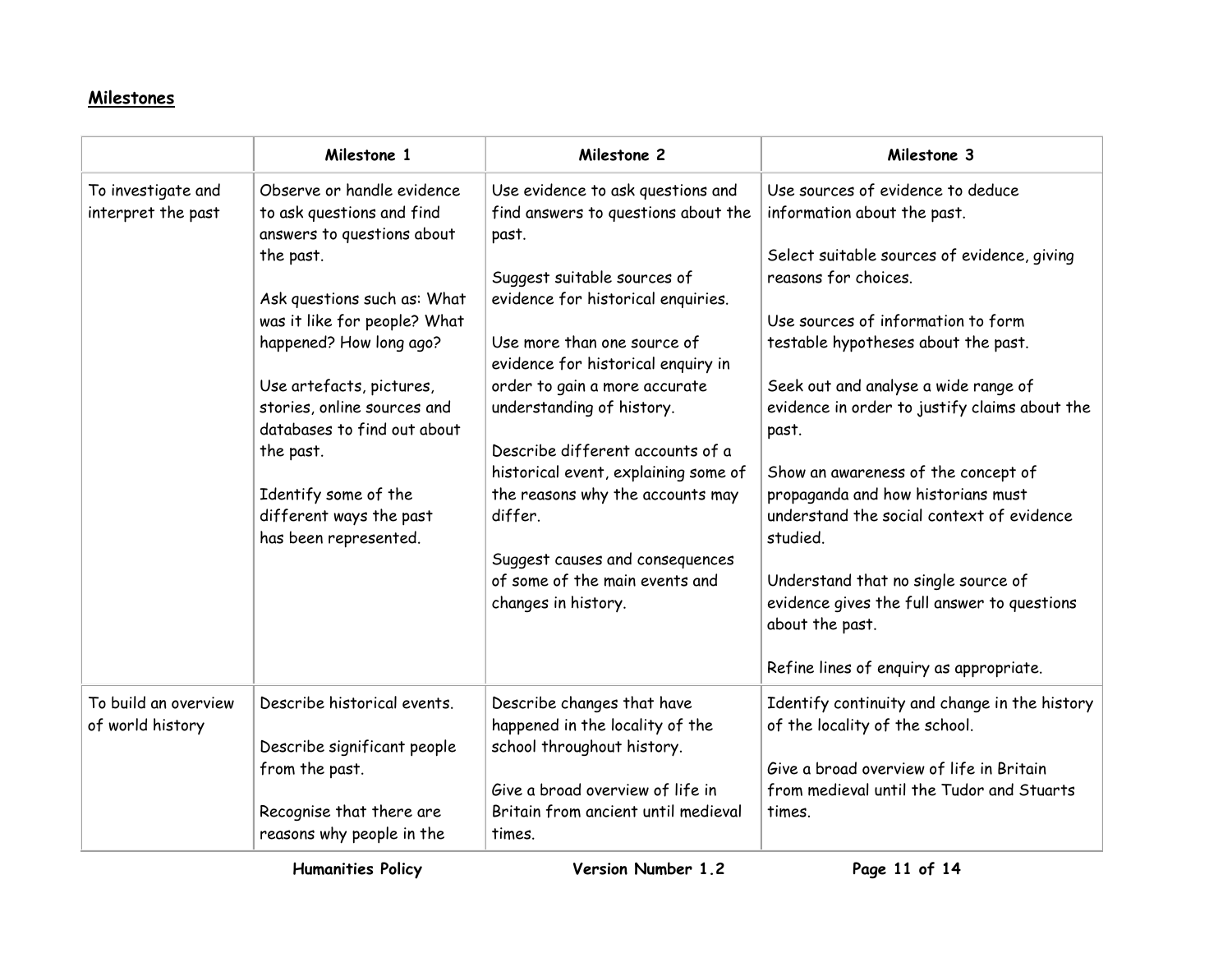## Milestones

| | Milestone 1 | Milestone 2 | Milestone 3 |
|---|---|---|---|
| To investigate and interpret the past | Observe or handle evidence to ask questions and find answers to questions about the past.<br><br>Ask questions such as: What was it like for people? What happened? How long ago?<br><br>Use artefacts, pictures, stories, online sources and databases to find out about the past.<br><br>Identify some of the different ways the past has been represented. | Use evidence to ask questions and find answers to questions about the past.<br><br>Suggest suitable sources of evidence for historical enquiries.<br><br>Use more than one source of evidence for historical enquiry in order to gain a more accurate understanding of history.<br><br>Describe different accounts of a historical event, explaining some of the reasons why the accounts may differ.<br><br>Suggest causes and consequences of some of the main events and changes in history. | Use sources of evidence to deduce information about the past.<br><br>Select suitable sources of evidence, giving reasons for choices.<br><br>Use sources of information to form testable hypotheses about the past.<br><br>Seek out and analyse a wide range of evidence in order to justify claims about the past.<br><br>Show an awareness of the concept of propaganda and how historians must understand the social context of evidence studied.<br><br>Understand that no single source of evidence gives the full answer to questions about the past.<br><br>Refine lines of enquiry as appropriate. |
| To build an overview of world history | Describe historical events.<br><br>Describe significant people from the past.<br><br>Recognise that there are reasons why people in the | Describe changes that have happened in the locality of the school throughout history.<br><br>Give a broad overview of life in Britain from ancient until medieval times. | Identify continuity and change in the history of the locality of the school.<br><br>Give a broad overview of life in Britain from medieval until the Tudor and Stuarts times. |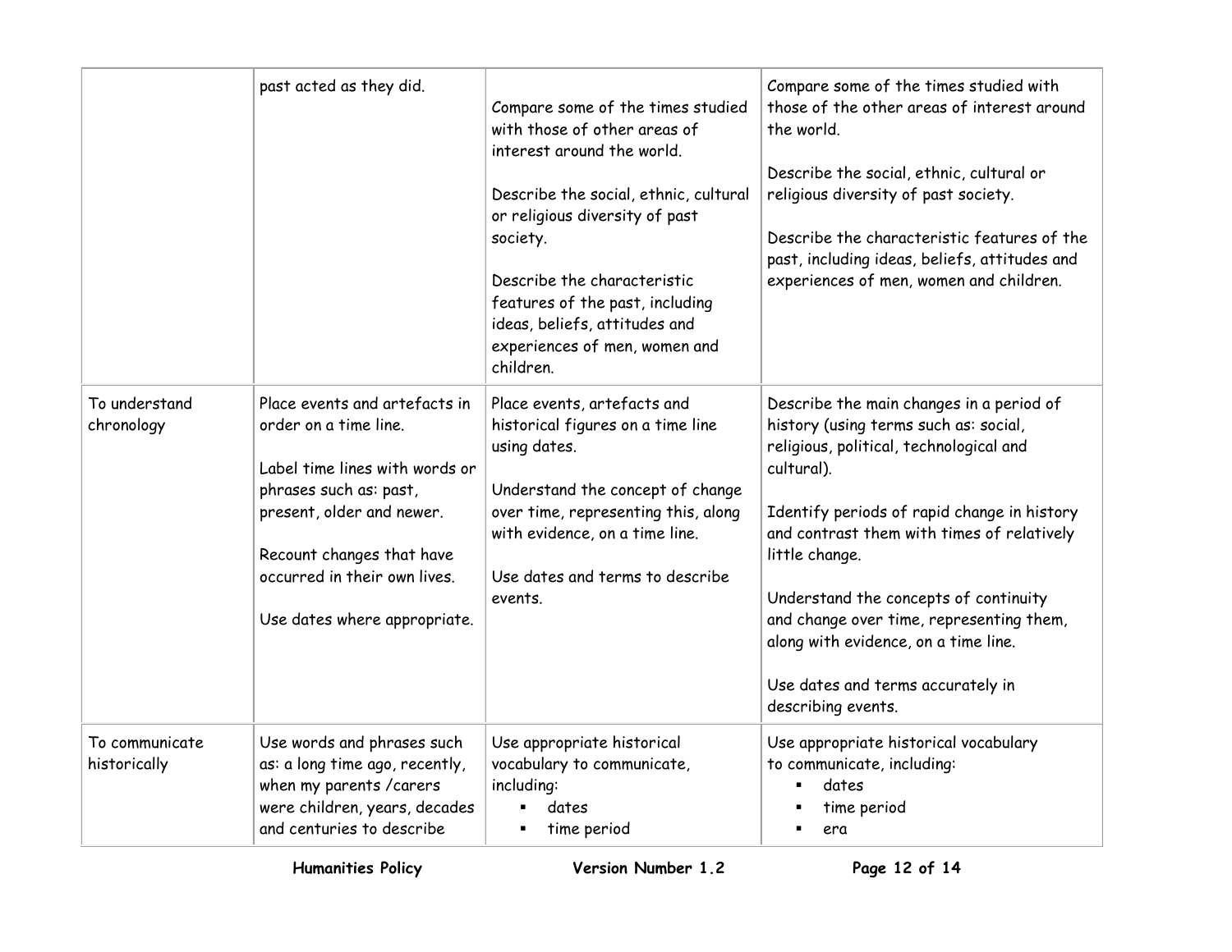| | | | |
|---|---|---|---|
| | past acted as they did. | Compare some of the times studied with those of other areas of interest around the world.<br><br>Describe the social, ethnic, cultural or religious diversity of past society.<br><br>Describe the characteristic features of the past, including ideas, beliefs, attitudes and experiences of men, women and children. | Compare some of the times studied with those of the other areas of interest around the world.<br><br>Describe the social, ethnic, cultural or religious diversity of past society.<br><br>Describe the characteristic features of the past, including ideas, beliefs, attitudes and experiences of men, women and children. |
| To understand chronology | Place events and artefacts in order on a time line.<br><br>Label time lines with words or phrases such as: past, present, older and newer.<br><br>Recount changes that have occurred in their own lives.<br><br>Use dates where appropriate. | Place events, artefacts and historical figures on a time line using dates.<br><br>Understand the concept of change over time, representing this, along with evidence, on a time line.<br><br>Use dates and terms to describe events. | Describe the main changes in a period of history (using terms such as: social, religious, political, technological and cultural).<br><br>Identify periods of rapid change in history and contrast them with times of relatively little change.<br><br>Understand the concepts of continuity and change over time, representing them, along with evidence, on a time line.<br><br>Use dates and terms accurately in describing events. |
| To communicate historically | Use words and phrases such as: a long time ago, recently, when my parents /carers were children, years, decades and centuries to describe | Use appropriate historical vocabulary to communicate, including:<br>▪ dates<br>▪ time period | Use appropriate historical vocabulary to communicate, including:<br>▪ dates<br>▪ time period<br>▪ era |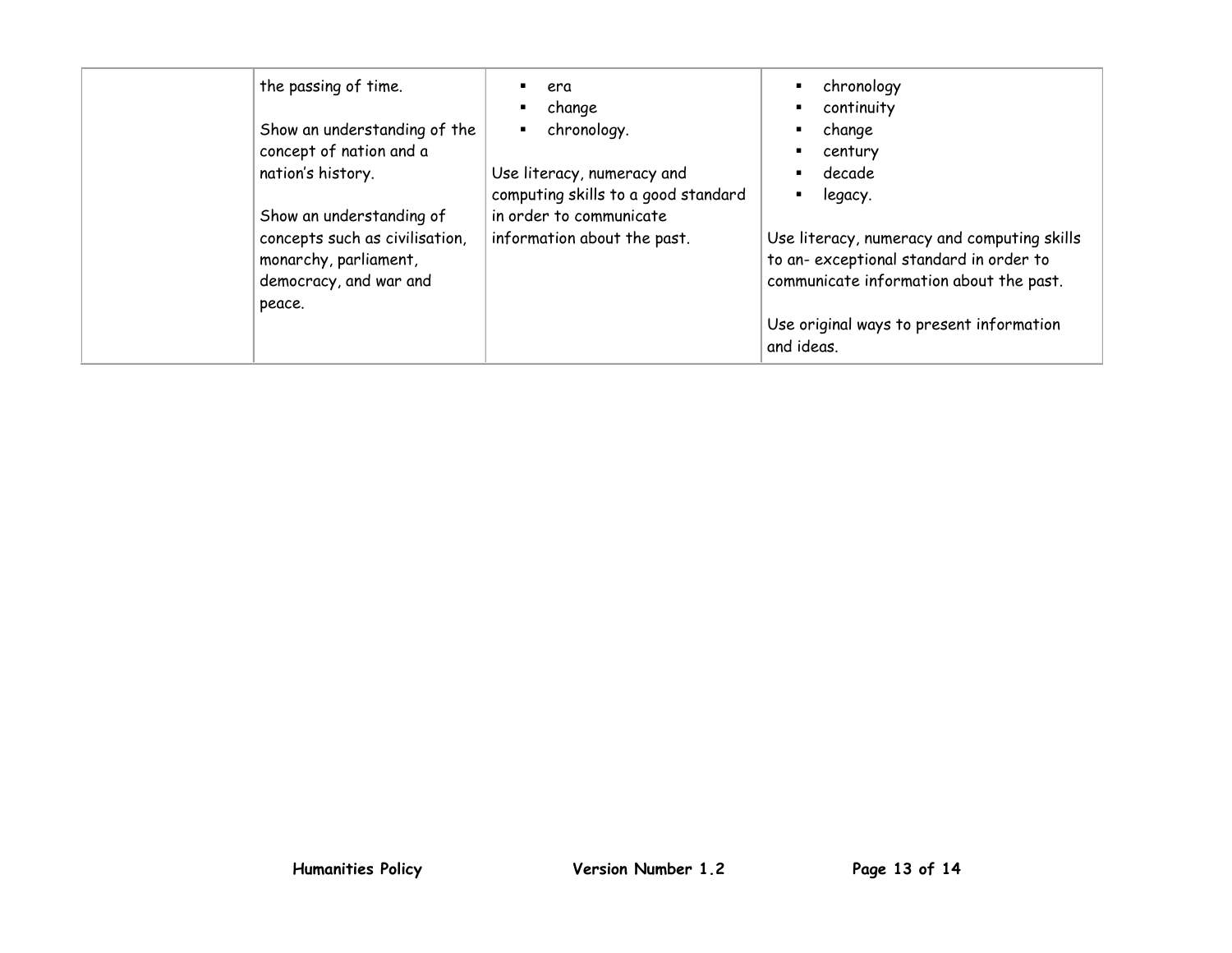| | | | |
|---|---|---|---|
| | the passing of time.<br><br>Show an understanding of the concept of nation and a nation's history.<br><br>Show an understanding of concepts such as civilisation, monarchy, parliament, democracy, and war and peace. | ▪ era<br>▪ change<br>▪ chronology.<br><br>Use literacy, numeracy and computing skills to a good standard in order to communicate information about the past. | ▪ chronology<br>▪ continuity<br>▪ change<br>▪ century<br>▪ decade<br>▪ legacy.<br><br>Use literacy, numeracy and computing skills to an- exceptional standard in order to communicate information about the past.<br><br>Use original ways to present information and ideas. |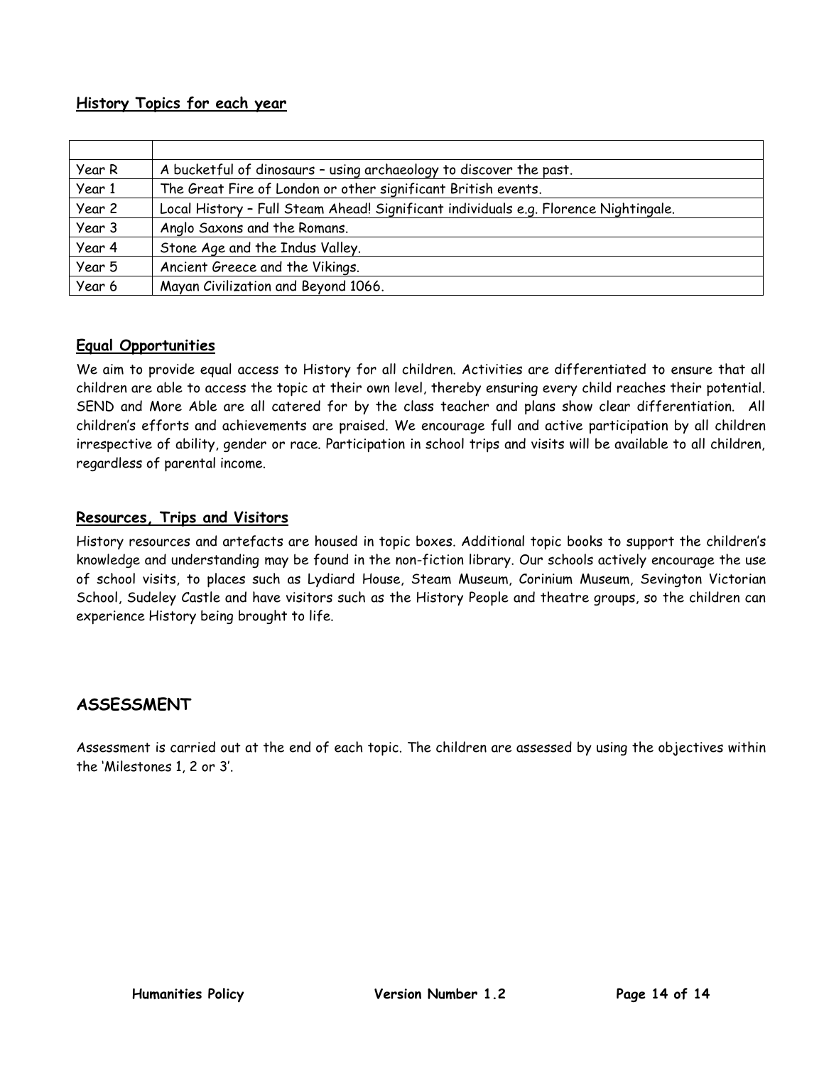## History Topics for each year

| | |
|---|---|
| Year R | A bucketful of dinosaurs – using archaeology to discover the past. |
| Year 1 | The Great Fire of London or other significant British events. |
| Year 2 | Local History – Full Steam Ahead! Significant individuals e.g. Florence Nightingale. |
| Year 3 | Anglo Saxons and the Romans. |
| Year 4 | Stone Age and the Indus Valley. |
| Year 5 | Ancient Greece and the Vikings. |
| Year 6 | Mayan Civilization and Beyond 1066. |

### Equal Opportunities

We aim to provide equal access to History for all children. Activities are differentiated to ensure that all children are able to access the topic at their own level, thereby ensuring every child reaches their potential. SEND and More Able are all catered for by the class teacher and plans show clear differentiation. All children's efforts and achievements are praised. We encourage full and active participation by all children irrespective of ability, gender or race. Participation in school trips and visits will be available to all children, regardless of parental income.

### Resources, Trips and Visitors

History resources and artefacts are housed in topic boxes. Additional topic books to support the children's knowledge and understanding may be found in the non-fiction library. Our schools actively encourage the use of school visits, to places such as Lydiard House, Steam Museum, Corinium Museum, Sevington Victorian School, Sudeley Castle and have visitors such as the History People and theatre groups, so the children can experience History being brought to life.

## ASSESSMENT

Assessment is carried out at the end of each topic. The children are assessed by using the objectives within the 'Milestones 1, 2 or 3'.